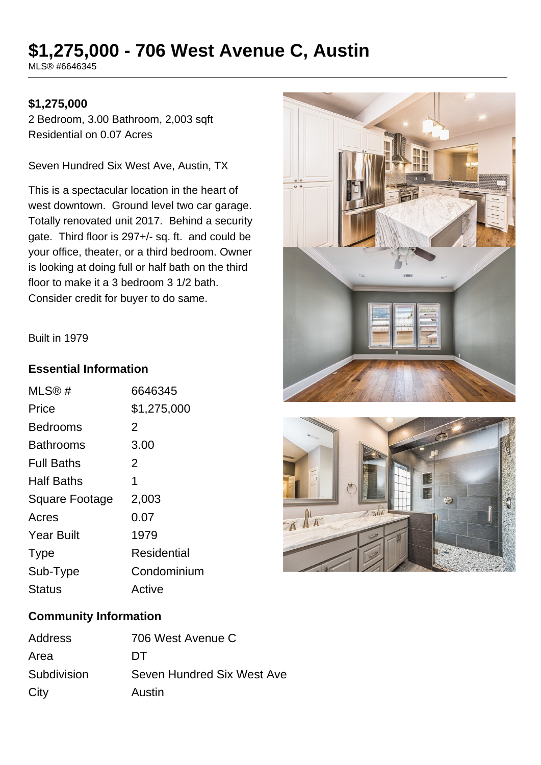# $1,275,000 - 706 West Avenue C, Austin

MLS® #6646345

**$1,275,000**

2 Bedroom, 3.00 Bathroom, 2,003 sqft

Residential on 0.07 Acres

Seven Hundred Six West Ave, Austin, TX

This is a spectacular location in the heart of west downtown. Ground level two car garage. Totally renovated unit 2017. Behind a security gate. Third floor is 297+/- sq. ft. and could be your office, theater, or a third bedroom. Owner is looking at doing full or half bath on the third floor to make it a 3 bedroom 3 1/2 bath. Consider credit for buyer to do same.

Built in 1979

### Essential Information

| | |
|---|---|
| MLS® # | 6646345 |
| Price | $1,275,000 |
| Bedrooms | 2 |
| Bathrooms | 3.00 |
| Full Baths | 2 |
| Half Baths | 1 |
| Square Footage | 2,003 |
| Acres | 0.07 |
| Year Built | 1979 |
| Type | Residential |
| Sub-Type | Condominium |
| Status | Active |

### Community Information

| | |
|---|---|
| Address | 706 West Avenue C |
| Area | DT |
| Subdivision | Seven Hundred Six West Ave |
| City | Austin |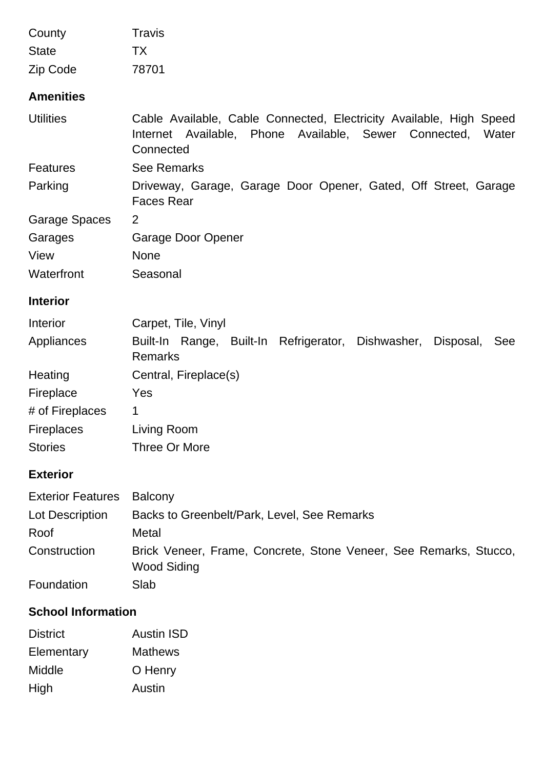| | |
|---|---|
| County | Travis |
| State | TX |
| Zip Code | 78701 |

### Amenities

| | |
|---|---|
| Utilities | Cable Available, Cable Connected, Electricity Available, High Speed Internet Available, Phone Available, Sewer Connected, Water Connected |
| Features | See Remarks |
| Parking | Driveway, Garage, Garage Door Opener, Gated, Off Street, Garage Faces Rear |
| Garage Spaces | 2 |
| Garages | Garage Door Opener |
| View | None |
| Waterfront | Seasonal |

### Interior

| | |
|---|---|
| Interior | Carpet, Tile, Vinyl |
| Appliances | Built-In Range, Built-In Refrigerator, Dishwasher, Disposal, See Remarks |
| Heating | Central, Fireplace(s) |
| Fireplace | Yes |
| # of Fireplaces | 1 |
| Fireplaces | Living Room |
| Stories | Three Or More |

### Exterior

| | |
|---|---|
| Exterior Features | Balcony |
| Lot Description | Backs to Greenbelt/Park, Level, See Remarks |
| Roof | Metal |
| Construction | Brick Veneer, Frame, Concrete, Stone Veneer, See Remarks, Stucco, Wood Siding |
| Foundation | Slab |

### School Information

| | |
|---|---|
| District | Austin ISD |
| Elementary | Mathews |
| Middle | O Henry |
| High | Austin |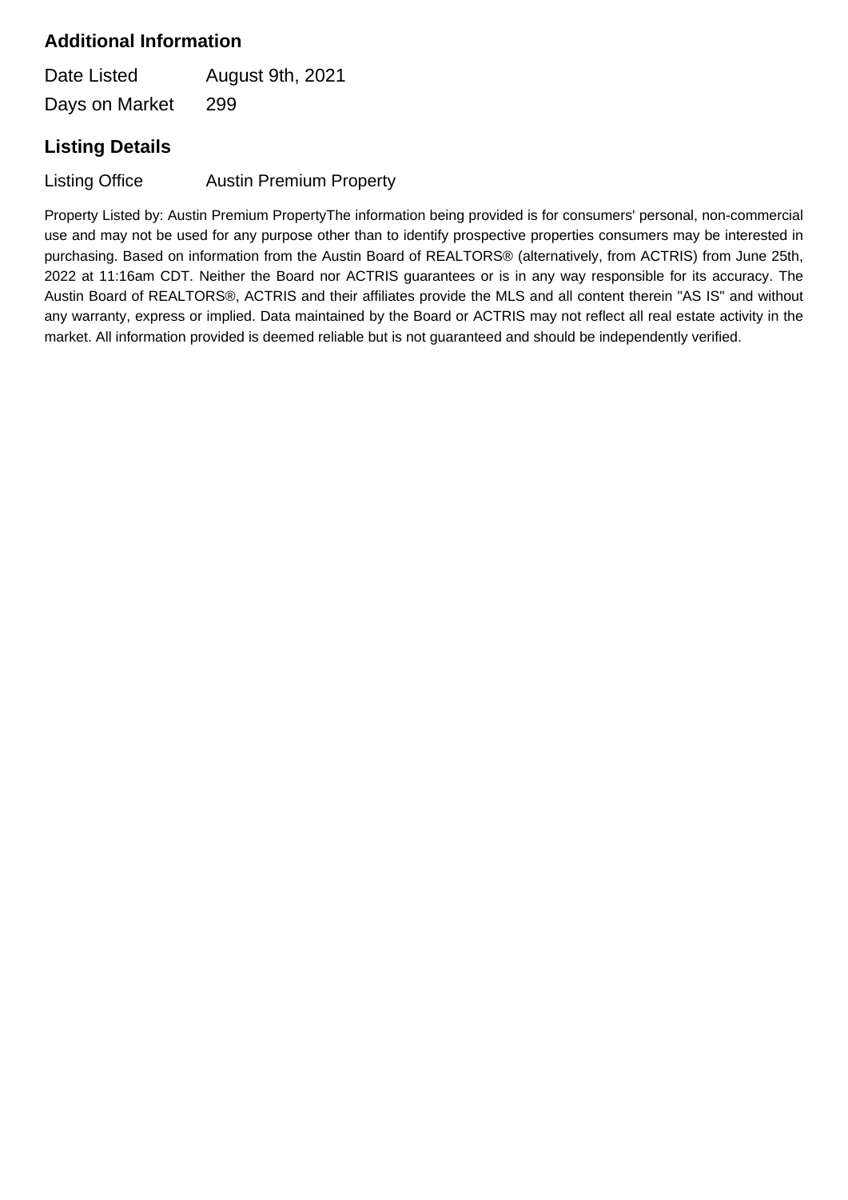## Additional Information

| | |
|---|---|
| Date Listed | August 9th, 2021 |
| Days on Market | 299 |

## Listing Details

| | |
|---|---|
| Listing Office | Austin Premium Property |

Property Listed by: Austin Premium PropertyThe information being provided is for consumers' personal, non-commercial use and may not be used for any purpose other than to identify prospective properties consumers may be interested in purchasing. Based on information from the Austin Board of REALTORS® (alternatively, from ACTRIS) from June 25th, 2022 at 11:16am CDT. Neither the Board nor ACTRIS guarantees or is in any way responsible for its accuracy. The Austin Board of REALTORS®, ACTRIS and their affiliates provide the MLS and all content therein "AS IS" and without any warranty, express or implied. Data maintained by the Board or ACTRIS may not reflect all real estate activity in the market. All information provided is deemed reliable but is not guaranteed and should be independently verified.